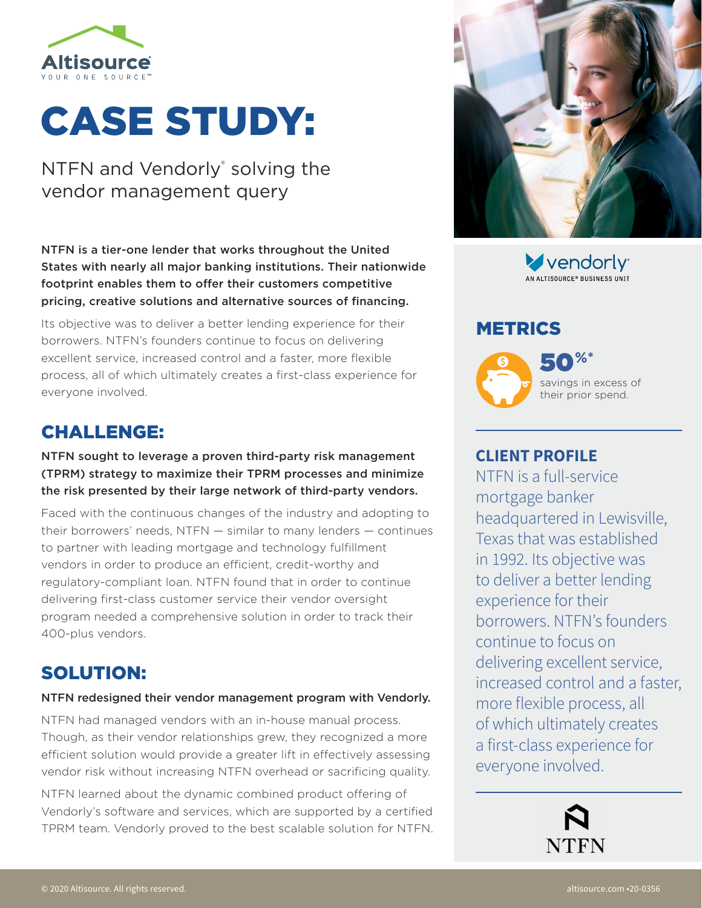Altisource
YOUR ONE SOURCE™

# CASE STUDY:

NTFN and Vendorly® solving the vendor management query

**NTFN is a tier-one lender that works throughout the United States with nearly all major banking institutions. Their nationwide footprint enables them to offer their customers competitive pricing, creative solutions and alternative sources of financing.**

Its objective was to deliver a better lending experience for their borrowers. NTFN's founders continue to focus on delivering excellent service, increased control and a faster, more flexible process, all of which ultimately creates a first-class experience for everyone involved.

## CHALLENGE:

**NTFN sought to leverage a proven third-party risk management (TPRM) strategy to maximize their TPRM processes and minimize the risk presented by their large network of third-party vendors.**

Faced with the continuous changes of the industry and adopting to their borrowers' needs, NTFN — similar to many lenders — continues to partner with leading mortgage and technology fulfillment vendors in order to produce an efficient, credit-worthy and regulatory-compliant loan. NTFN found that in order to continue delivering first-class customer service their vendor oversight program needed a comprehensive solution in order to track their 400-plus vendors.

## SOLUTION:

**NTFN redesigned their vendor management program with Vendorly.**

NTFN had managed vendors with an in-house manual process. Though, as their vendor relationships grew, they recognized a more efficient solution would provide a greater lift in effectively assessing vendor risk without increasing NTFN overhead or sacrificing quality.

NTFN learned about the dynamic combined product offering of Vendorly's software and services, which are supported by a certified TPRM team. Vendorly proved to the best scalable solution for NTFN.

vendorly
AN ALTISOURCE® BUSINESS UNIT

## METRICS

**50%***
savings in excess of their prior spend.

### CLIENT PROFILE

NTFN is a full-service mortgage banker headquartered in Lewisville, Texas that was established in 1992. Its objective was to deliver a better lending experience for their borrowers. NTFN's founders continue to focus on delivering excellent service, increased control and a faster, more flexible process, all of which ultimately creates a first-class experience for everyone involved.

NTFN

© 2020 Altisource. All rights reserved. altisource.com •20-0356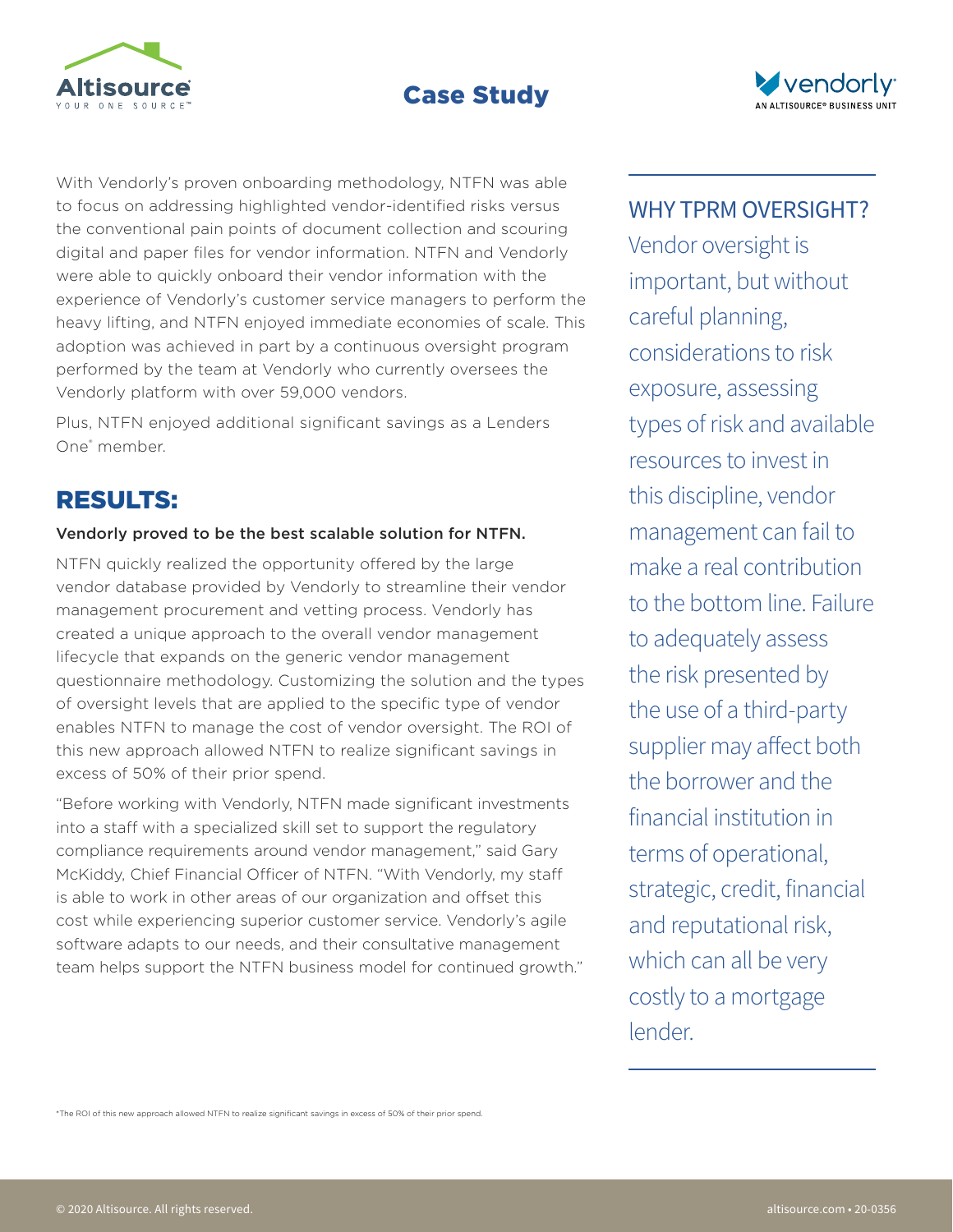# Case Study

With Vendorly's proven onboarding methodology, NTFN was able to focus on addressing highlighted vendor-identified risks versus the conventional pain points of document collection and scouring digital and paper files for vendor information. NTFN and Vendorly were able to quickly onboard their vendor information with the experience of Vendorly's customer service managers to perform the heavy lifting, and NTFN enjoyed immediate economies of scale. This adoption was achieved in part by a continuous oversight program performed by the team at Vendorly who currently oversees the Vendorly platform with over 59,000 vendors.

Plus, NTFN enjoyed additional significant savings as a Lenders One® member.

## RESULTS:

**Vendorly proved to be the best scalable solution for NTFN.**

NTFN quickly realized the opportunity offered by the large vendor database provided by Vendorly to streamline their vendor management procurement and vetting process. Vendorly has created a unique approach to the overall vendor management lifecycle that expands on the generic vendor management questionnaire methodology. Customizing the solution and the types of oversight levels that are applied to the specific type of vendor enables NTFN to manage the cost of vendor oversight. The ROI of this new approach allowed NTFN to realize significant savings in excess of 50% of their prior spend.

"Before working with Vendorly, NTFN made significant investments into a staff with a specialized skill set to support the regulatory compliance requirements around vendor management," said Gary McKiddy, Chief Financial Officer of NTFN. "With Vendorly, my staff is able to work in other areas of our organization and offset this cost while experiencing superior customer service. Vendorly's agile software adapts to our needs, and their consultative management team helps support the NTFN business model for continued growth."

## WHY TPRM OVERSIGHT?

Vendor oversight is important, but without careful planning, considerations to risk exposure, assessing types of risk and available resources to invest in this discipline, vendor management can fail to make a real contribution to the bottom line. Failure to adequately assess the risk presented by the use of a third-party supplier may affect both the borrower and the financial institution in terms of operational, strategic, credit, financial and reputational risk, which can all be very costly to a mortgage lender.

*The ROI of this new approach allowed NTFN to realize significant savings in excess of 50% of their prior spend.

© 2020 Altisource. All rights reserved.

altisource.com • 20-0356